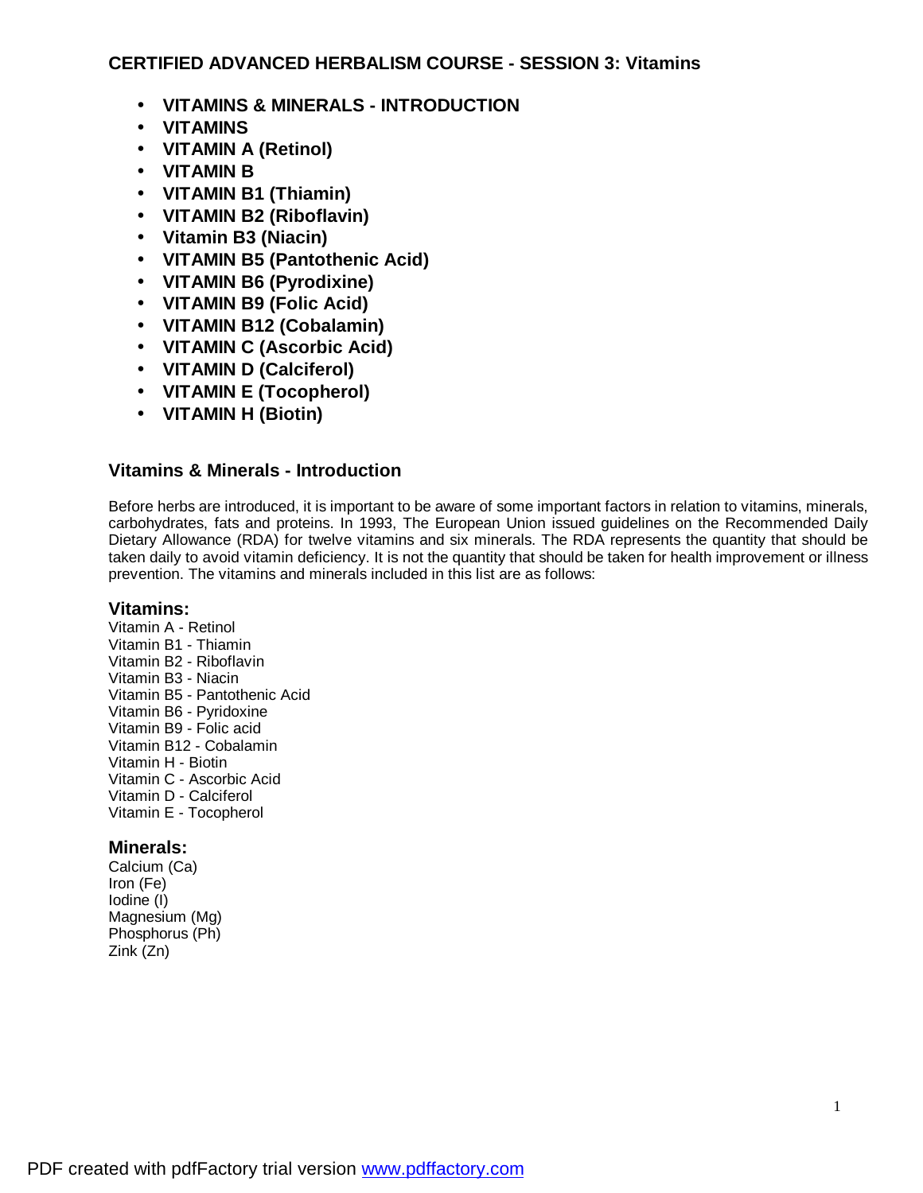## CERTIFIED ADVANCED HERBALISM COURSE - SESSION 3: Vitamins

- **VITAMINS & MINERALS - INTRODUCTION**
- **VITAMINS**
- **VITAMIN A (Retinol)**
- **VITAMIN B**
- **VITAMIN B1 (Thiamin)**
- **VITAMIN B2 (Riboflavin)**
- **Vitamin B3 (Niacin)**
- **VITAMIN B5 (Pantothenic Acid)**
- **VITAMIN B6 (Pyrodixine)**
- **VITAMIN B9 (Folic Acid)**
- **VITAMIN B12 (Cobalamin)**
- **VITAMIN C (Ascorbic Acid)**
- **VITAMIN D (Calciferol)**
- **VITAMIN E (Tocopherol)**
- **VITAMIN H (Biotin)**

### Vitamins & Minerals - Introduction

Before herbs are introduced, it is important to be aware of some important factors in relation to vitamins, minerals, carbohydrates, fats and proteins. In 1993, The European Union issued guidelines on the Recommended Daily Dietary Allowance (RDA) for twelve vitamins and six minerals. The RDA represents the quantity that should be taken daily to avoid vitamin deficiency. It is not the quantity that should be taken for health improvement or illness prevention. The vitamins and minerals included in this list are as follows:

#### Vitamins:

Vitamin A - Retinol  
Vitamin B1 - Thiamin  
Vitamin B2 - Riboflavin  
Vitamin B3 - Niacin  
Vitamin B5 - Pantothenic Acid  
Vitamin B6 - Pyridoxine  
Vitamin B9 - Folic acid  
Vitamin B12 - Cobalamin  
Vitamin H - Biotin  
Vitamin C - Ascorbic Acid  
Vitamin D - Calciferol  
Vitamin E - Tocopherol

#### Minerals:

Calcium (Ca)  
Iron (Fe)  
Iodine (I)  
Magnesium (Mg)  
Phosphorus (Ph)  
Zink (Zn)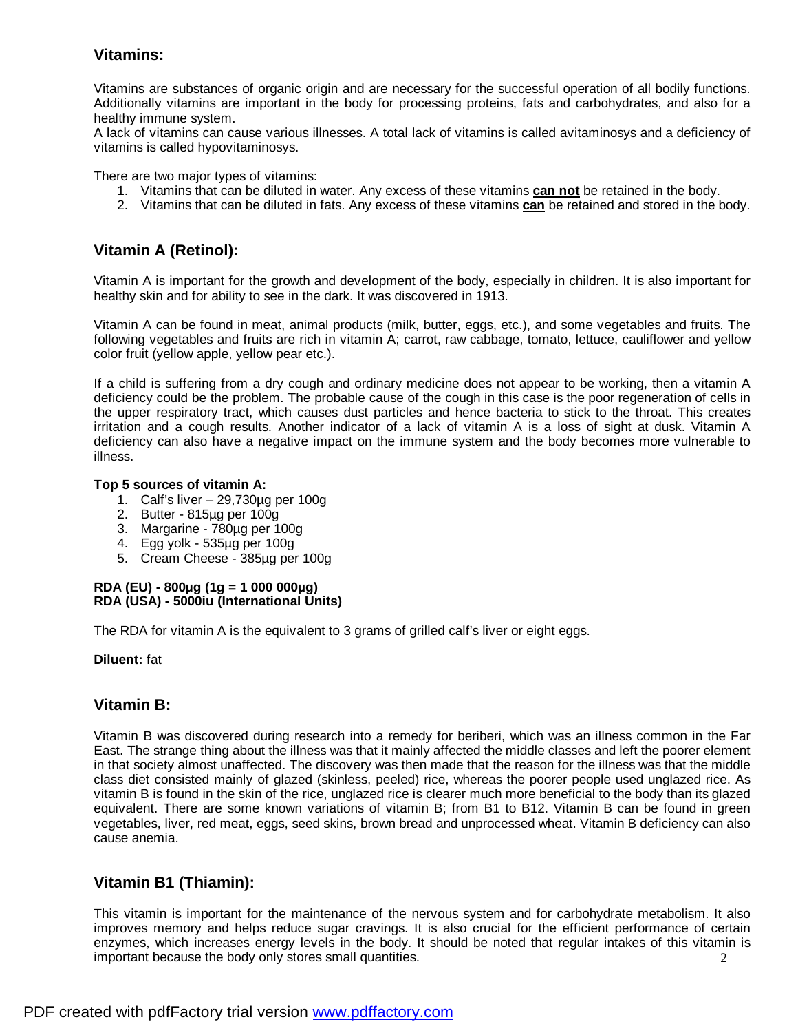## Vitamins:

Vitamins are substances of organic origin and are necessary for the successful operation of all bodily functions. Additionally vitamins are important in the body for processing proteins, fats and carbohydrates, and also for a healthy immune system.
A lack of vitamins can cause various illnesses. A total lack of vitamins is called avitaminosys and a deficiency of vitamins is called hypovitaminosys.

There are two major types of vitamins:

1. Vitamins that can be diluted in water. Any excess of these vitamins **<u>can not</u>** be retained in the body.
2. Vitamins that can be diluted in fats. Any excess of these vitamins **<u>can</u>** be retained and stored in the body.

## Vitamin A (Retinol):

Vitamin A is important for the growth and development of the body, especially in children. It is also important for healthy skin and for ability to see in the dark. It was discovered in 1913.

Vitamin A can be found in meat, animal products (milk, butter, eggs, etc.), and some vegetables and fruits. The following vegetables and fruits are rich in vitamin A; carrot, raw cabbage, tomato, lettuce, cauliflower and yellow color fruit (yellow apple, yellow pear etc.).

If a child is suffering from a dry cough and ordinary medicine does not appear to be working, then a vitamin A deficiency could be the problem. The probable cause of the cough in this case is the poor regeneration of cells in the upper respiratory tract, which causes dust particles and hence bacteria to stick to the throat. This creates irritation and a cough results. Another indicator of a lack of vitamin A is a loss of sight at dusk. Vitamin A deficiency can also have a negative impact on the immune system and the body becomes more vulnerable to illness.

**Top 5 sources of vitamin A:**

1. Calf's liver – 29,730µg per 100g
2. Butter - 815µg per 100g
3. Margarine - 780µg per 100g
4. Egg yolk - 535µg per 100g
5. Cream Cheese - 385µg per 100g

**RDA (EU) - 800µg (1g = 1 000 000µg)**
**RDA (USA) - 5000iu (International Units)**

The RDA for vitamin A is the equivalent to 3 grams of grilled calf's liver or eight eggs.

**Diluent:** fat

## Vitamin B:

Vitamin B was discovered during research into a remedy for beriberi, which was an illness common in the Far East. The strange thing about the illness was that it mainly affected the middle classes and left the poorer element in that society almost unaffected. The discovery was then made that the reason for the illness was that the middle class diet consisted mainly of glazed (skinless, peeled) rice, whereas the poorer people used unglazed rice. As vitamin B is found in the skin of the rice, unglazed rice is clearer much more beneficial to the body than its glazed equivalent. There are some known variations of vitamin B; from B1 to B12. Vitamin B can be found in green vegetables, liver, red meat, eggs, seed skins, brown bread and unprocessed wheat. Vitamin B deficiency can also cause anemia.

## Vitamin B1 (Thiamin):

This vitamin is important for the maintenance of the nervous system and for carbohydrate metabolism. It also improves memory and helps reduce sugar cravings. It is also crucial for the efficient performance of certain enzymes, which increases energy levels in the body. It should be noted that regular intakes of this vitamin is important because the body only stores small quantities.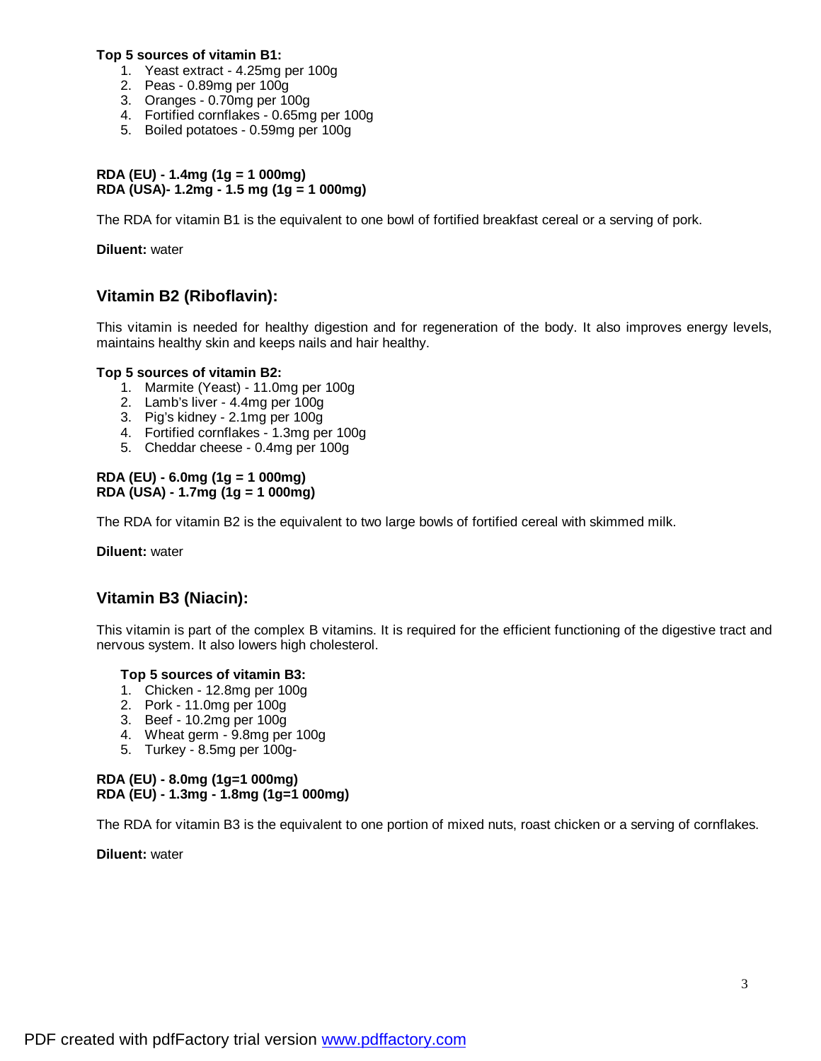**Top 5 sources of vitamin B1:**

1. Yeast extract - 4.25mg per 100g
2. Peas - 0.89mg per 100g
3. Oranges - 0.70mg per 100g
4. Fortified cornflakes - 0.65mg per 100g
5. Boiled potatoes - 0.59mg per 100g

**RDA (EU) - 1.4mg (1g = 1 000mg)**
**RDA (USA)- 1.2mg - 1.5 mg (1g = 1 000mg)**

The RDA for vitamin B1 is the equivalent to one bowl of fortified breakfast cereal or a serving of pork.

**Diluent:** water

## Vitamin B2 (Riboflavin):

This vitamin is needed for healthy digestion and for regeneration of the body. It also improves energy levels, maintains healthy skin and keeps nails and hair healthy.

**Top 5 sources of vitamin B2:**

1. Marmite (Yeast) - 11.0mg per 100g
2. Lamb's liver - 4.4mg per 100g
3. Pig's kidney - 2.1mg per 100g
4. Fortified cornflakes - 1.3mg per 100g
5. Cheddar cheese - 0.4mg per 100g

**RDA (EU) - 6.0mg (1g = 1 000mg)**
**RDA (USA) - 1.7mg (1g = 1 000mg)**

The RDA for vitamin B2 is the equivalent to two large bowls of fortified cereal with skimmed milk.

**Diluent:** water

## Vitamin B3 (Niacin):

This vitamin is part of the complex B vitamins. It is required for the efficient functioning of the digestive tract and nervous system. It also lowers high cholesterol.

**Top 5 sources of vitamin B3:**

1. Chicken - 12.8mg per 100g
2. Pork - 11.0mg per 100g
3. Beef - 10.2mg per 100g
4. Wheat germ - 9.8mg per 100g
5. Turkey - 8.5mg per 100g-

**RDA (EU) - 8.0mg (1g=1 000mg)**
**RDA (EU) - 1.3mg - 1.8mg (1g=1 000mg)**

The RDA for vitamin B3 is the equivalent to one portion of mixed nuts, roast chicken or a serving of cornflakes.

**Diluent:** water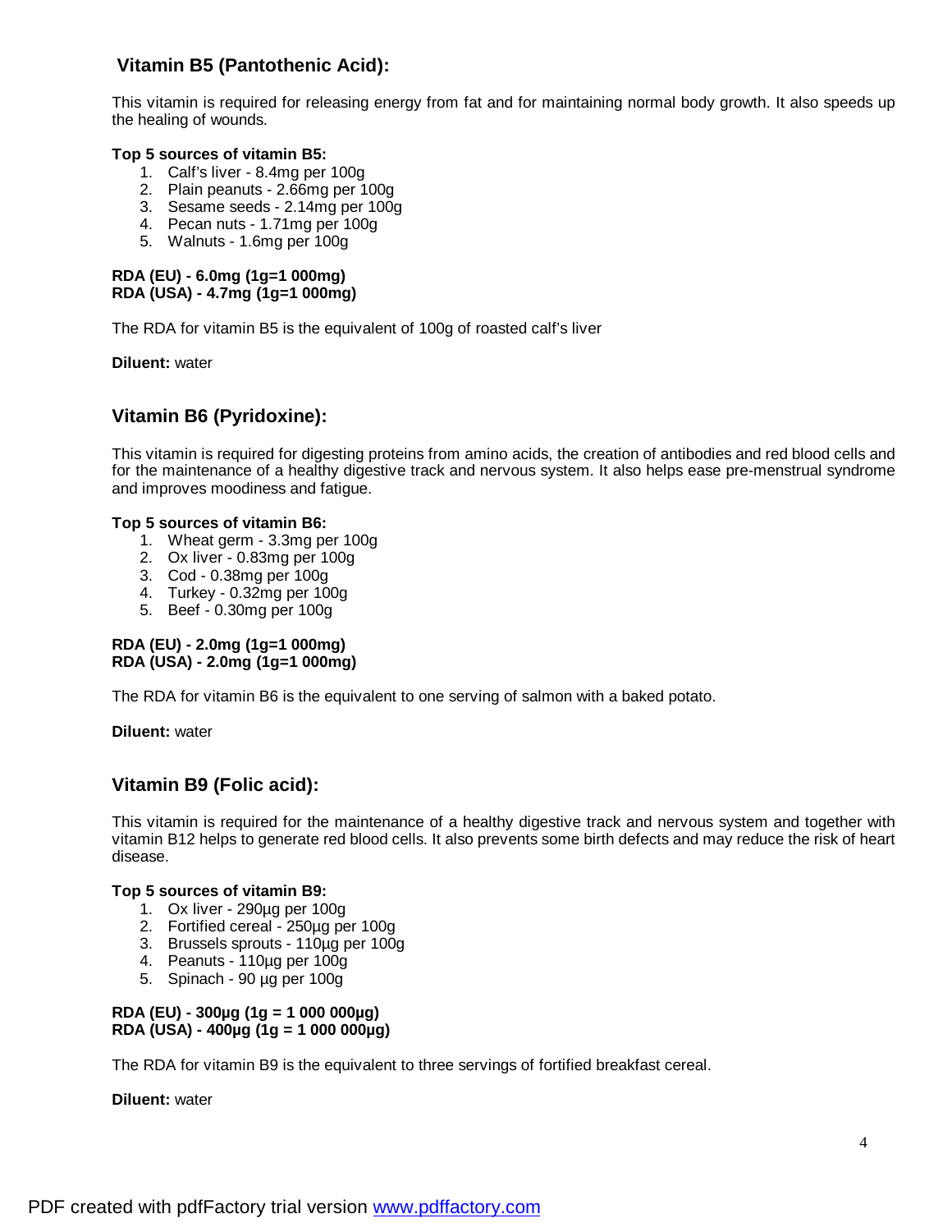## Vitamin B5 (Pantothenic Acid):

This vitamin is required for releasing energy from fat and for maintaining normal body growth. It also speeds up the healing of wounds.

**Top 5 sources of vitamin B5:**

1. Calf's liver - 8.4mg per 100g
2. Plain peanuts - 2.66mg per 100g
3. Sesame seeds - 2.14mg per 100g
4. Pecan nuts - 1.71mg per 100g
5. Walnuts - 1.6mg per 100g

**RDA (EU) - 6.0mg (1g=1 000mg)**
**RDA (USA) - 4.7mg (1g=1 000mg)**

The RDA for vitamin B5 is the equivalent of 100g of roasted calf's liver

**Diluent:** water

## Vitamin B6 (Pyridoxine):

This vitamin is required for digesting proteins from amino acids, the creation of antibodies and red blood cells and for the maintenance of a healthy digestive track and nervous system. It also helps ease pre-menstrual syndrome and improves moodiness and fatigue.

**Top 5 sources of vitamin B6:**

1. Wheat germ - 3.3mg per 100g
2. Ox liver - 0.83mg per 100g
3. Cod - 0.38mg per 100g
4. Turkey - 0.32mg per 100g
5. Beef - 0.30mg per 100g

**RDA (EU) - 2.0mg (1g=1 000mg)**
**RDA (USA) - 2.0mg (1g=1 000mg)**

The RDA for vitamin B6 is the equivalent to one serving of salmon with a baked potato.

**Diluent:** water

## Vitamin B9 (Folic acid):

This vitamin is required for the maintenance of a healthy digestive track and nervous system and together with vitamin B12 helps to generate red blood cells. It also prevents some birth defects and may reduce the risk of heart disease.

**Top 5 sources of vitamin B9:**

1. Ox liver - 290µg per 100g
2. Fortified cereal - 250µg per 100g
3. Brussels sprouts - 110µg per 100g
4. Peanuts - 110µg per 100g
5. Spinach - 90 µg per 100g

**RDA (EU) - 300µg (1g = 1 000 000µg)**
**RDA (USA) - 400µg (1g = 1 000 000µg)**

The RDA for vitamin B9 is the equivalent to three servings of fortified breakfast cereal.

**Diluent:** water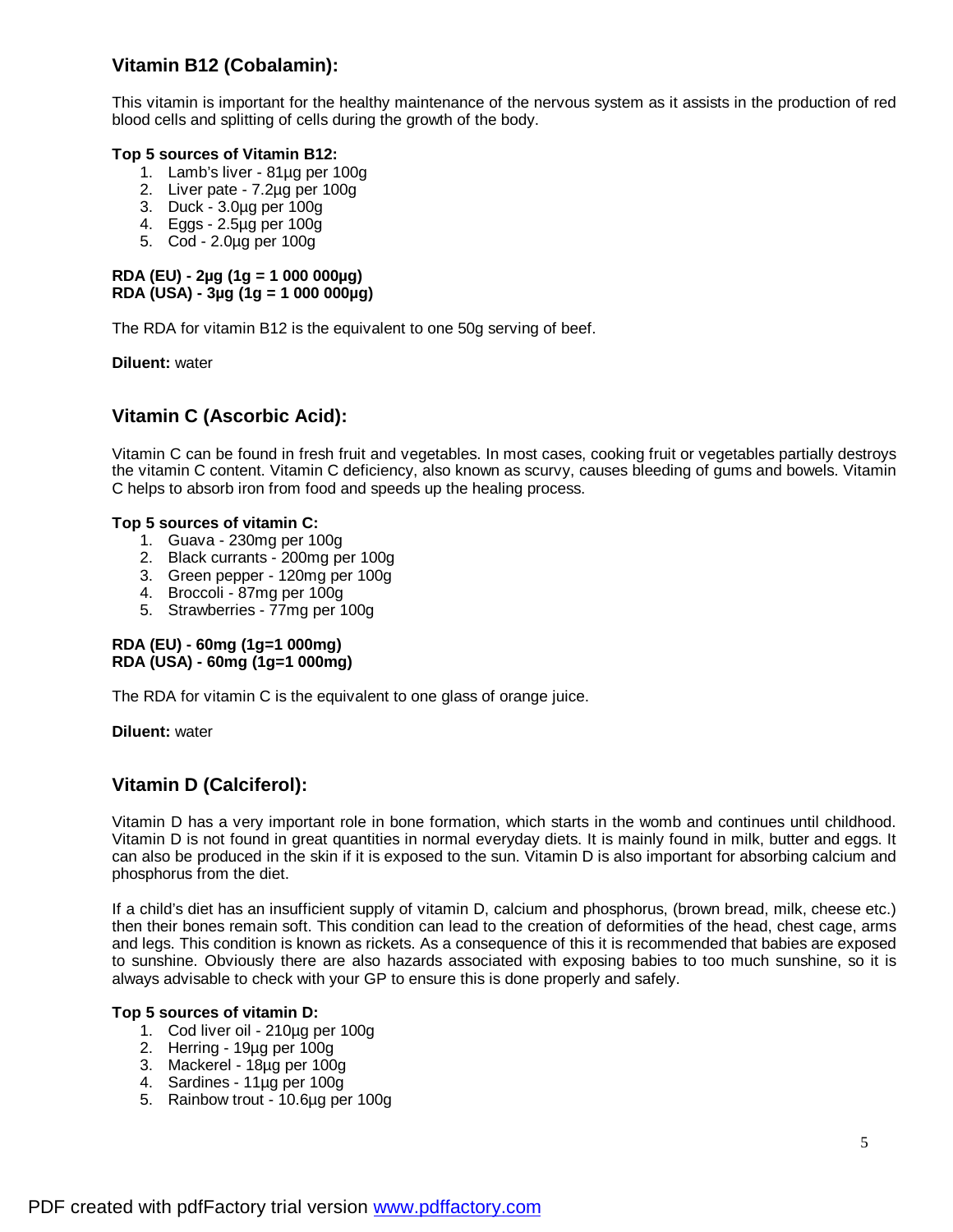## Vitamin B12 (Cobalamin):

This vitamin is important for the healthy maintenance of the nervous system as it assists in the production of red blood cells and splitting of cells during the growth of the body.

**Top 5 sources of Vitamin B12:**

1. Lamb's liver - 81µg per 100g
2. Liver pate - 7.2µg per 100g
3. Duck - 3.0µg per 100g
4. Eggs - 2.5µg per 100g
5. Cod - 2.0µg per 100g

**RDA (EU) - 2µg (1g = 1 000 000µg)**
**RDA (USA) - 3µg (1g = 1 000 000µg)**

The RDA for vitamin B12 is the equivalent to one 50g serving of beef.

**Diluent:** water

## Vitamin C (Ascorbic Acid):

Vitamin C can be found in fresh fruit and vegetables. In most cases, cooking fruit or vegetables partially destroys the vitamin C content. Vitamin C deficiency, also known as scurvy, causes bleeding of gums and bowels. Vitamin C helps to absorb iron from food and speeds up the healing process.

**Top 5 sources of vitamin C:**

1. Guava - 230mg per 100g
2. Black currants - 200mg per 100g
3. Green pepper - 120mg per 100g
4. Broccoli - 87mg per 100g
5. Strawberries - 77mg per 100g

**RDA (EU) - 60mg (1g=1 000mg)**
**RDA (USA) - 60mg (1g=1 000mg)**

The RDA for vitamin C is the equivalent to one glass of orange juice.

**Diluent:** water

## Vitamin D (Calciferol):

Vitamin D has a very important role in bone formation, which starts in the womb and continues until childhood. Vitamin D is not found in great quantities in normal everyday diets. It is mainly found in milk, butter and eggs. It can also be produced in the skin if it is exposed to the sun. Vitamin D is also important for absorbing calcium and phosphorus from the diet.

If a child's diet has an insufficient supply of vitamin D, calcium and phosphorus, (brown bread, milk, cheese etc.) then their bones remain soft. This condition can lead to the creation of deformities of the head, chest cage, arms and legs. This condition is known as rickets. As a consequence of this it is recommended that babies are exposed to sunshine. Obviously there are also hazards associated with exposing babies to too much sunshine, so it is always advisable to check with your GP to ensure this is done properly and safely.

**Top 5 sources of vitamin D:**

1. Cod liver oil - 210µg per 100g
2. Herring - 19µg per 100g
3. Mackerel - 18µg per 100g
4. Sardines - 11µg per 100g
5. Rainbow trout - 10.6µg per 100g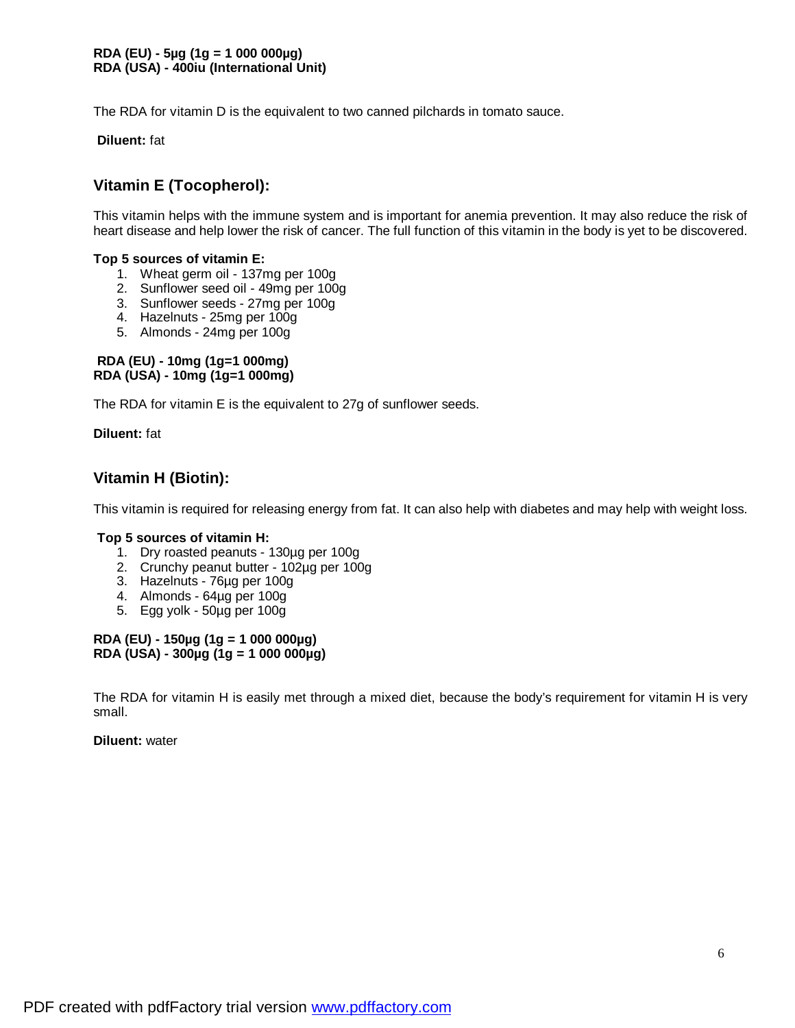**RDA (EU) - 5µg (1g = 1 000 000µg)**
**RDA (USA) - 400iu (International Unit)**

The RDA for vitamin D is the equivalent to two canned pilchards in tomato sauce.

**Diluent:** fat

## Vitamin E (Tocopherol):

This vitamin helps with the immune system and is important for anemia prevention. It may also reduce the risk of heart disease and help lower the risk of cancer. The full function of this vitamin in the body is yet to be discovered.

**Top 5 sources of vitamin E:**

1. Wheat germ oil - 137mg per 100g
2. Sunflower seed oil - 49mg per 100g
3. Sunflower seeds - 27mg per 100g
4. Hazelnuts - 25mg per 100g
5. Almonds - 24mg per 100g

**RDA (EU) - 10mg (1g=1 000mg)**
**RDA (USA) - 10mg (1g=1 000mg)**

The RDA for vitamin E is the equivalent to 27g of sunflower seeds.

**Diluent:** fat

## Vitamin H (Biotin):

This vitamin is required for releasing energy from fat. It can also help with diabetes and may help with weight loss.

**Top 5 sources of vitamin H:**

1. Dry roasted peanuts - 130µg per 100g
2. Crunchy peanut butter - 102µg per 100g
3. Hazelnuts - 76µg per 100g
4. Almonds - 64µg per 100g
5. Egg yolk - 50µg per 100g

**RDA (EU) - 150µg (1g = 1 000 000µg)**
**RDA (USA) - 300µg (1g = 1 000 000µg)**

The RDA for vitamin H is easily met through a mixed diet, because the body's requirement for vitamin H is very small.

**Diluent:** water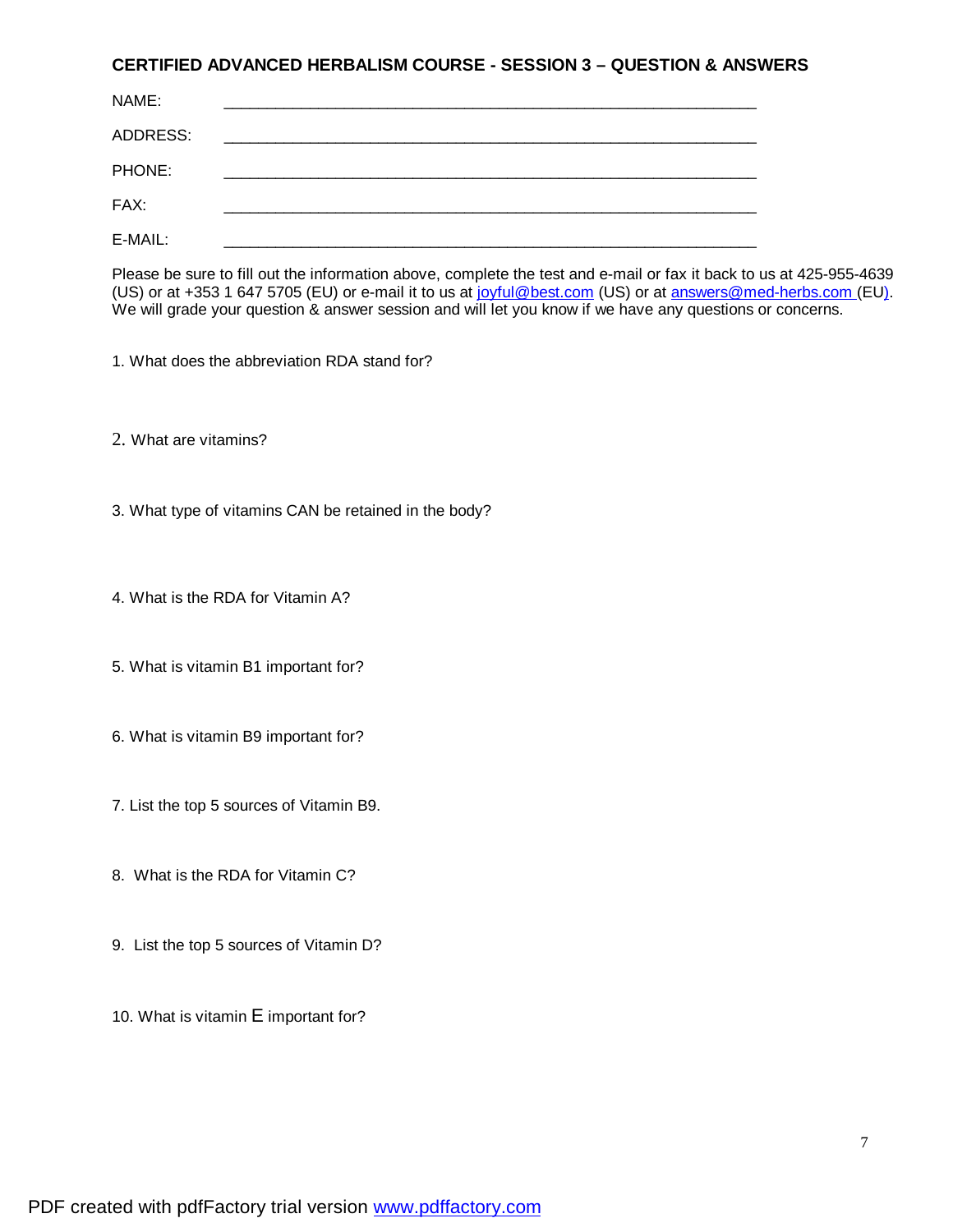**CERTIFIED ADVANCED HERBALISM COURSE - SESSION 3 – QUESTION & ANSWERS**

NAME: ______________________________________________________________

ADDRESS: ______________________________________________________________

PHONE: ______________________________________________________________

FAX: ______________________________________________________________

E-MAIL: ______________________________________________________________

Please be sure to fill out the information above, complete the test and e-mail or fax it back to us at 425-955-4639 (US) or at +353 1 647 5705 (EU) or e-mail it to us at joyful@best.com (US) or at answers@med-herbs.com (EU). We will grade your question & answer session and will let you know if we have any questions or concerns.

1. What does the abbreviation RDA stand for?

2. What are vitamins?

3. What type of vitamins CAN be retained in the body?

4. What is the RDA for Vitamin A?

5. What is vitamin B1 important for?

6. What is vitamin B9 important for?

7. List the top 5 sources of Vitamin B9.

8. What is the RDA for Vitamin C?

9. List the top 5 sources of Vitamin D?

10. What is vitamin E important for?

PDF created with pdfFactory trial version www.pdffactory.com